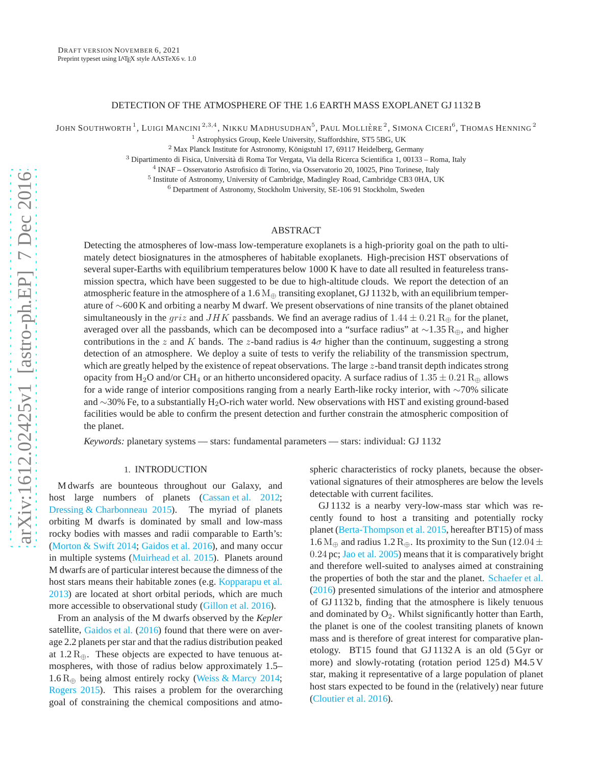# DETECTION OF THE ATMOSPHERE OF THE 1.6 EARTH MASS EXOPLANET GJ 1132 B

JOHN SOUTHWORTH[1], LUIGI MANCINI[2,3,4], NIKKU MADHUSUDHAN[5], PAUL MOLLIÈRE[2], SIMONA CICERI[6], THOMAS HENNING[2]

[1] Astrophysics Group, Keele University, Staffordshire, ST5 5BG, UK

[2] Max Planck Institute for Astronomy, Königstuhl 17, 69117 Heidelberg, Germany

[3] Dipartimento di Fisica, Università di Roma Tor Vergata, Via della Ricerca Scientifica 1, 00133 – Roma, Italy

[4] INAF – Osservatorio Astrofisico di Torino, via Osservatorio 20, 10025, Pino Torinese, Italy

[5] Institute of Astronomy, University of Cambridge, Madingley Road, Cambridge CB3 0HA, UK

[6] Department of Astronomy, Stockholm University, SE-106 91 Stockholm, Sweden

## ABSTRACT

Detecting the atmospheres of low-mass low-temperature exoplanets is a high-priority goal on the path to ultimately detect biosignatures in the atmospheres of habitable exoplanets. High-precision HST observations of several super-Earths with equilibrium temperatures below 1000 K have to date all resulted in featureless transmission spectra, which have been suggested to be due to high-altitude clouds. We report the detection of an atmospheric feature in the atmosphere of a 1.6 $M_\oplus$ transiting exoplanet, GJ 1132 b, with an equilibrium temperature of ∼600 K and orbiting a nearby M dwarf. We present observations of nine transits of the planet obtained simultaneously in the $griz$ and $JHK$ passbands. We find an average radius of $1.44 \pm 0.21\,R_\oplus$ for the planet, averaged over all the passbands, which can be decomposed into a "surface radius" at ∼1.35 $R_\oplus$, and higher contributions in the $z$ and $K$ bands. The $z$-band radius is $4\sigma$ higher than the continuum, suggesting a strong detection of an atmosphere. We deploy a suite of tests to verify the reliability of the transmission spectrum, which are greatly helped by the existence of repeat observations. The large $z$-band transit depth indicates strong opacity from $H_2O$ and/or $CH_4$ or an hitherto unconsidered opacity. A surface radius of $1.35 \pm 0.21\,R_\oplus$ allows for a wide range of interior compositions ranging from a nearly Earth-like rocky interior, with ∼70% silicate and ∼30% Fe, to a substantially $H_2O$-rich water world. New observations with HST and existing ground-based facilities would be able to confirm the present detection and further constrain the atmospheric composition of the planet.

*Keywords:* planetary systems — stars: fundamental parameters — stars: individual: GJ 1132

## 1. INTRODUCTION

M dwarfs are bounteous throughout our Galaxy, and host large numbers of planets (Cassan et al. 2012; Dressing & Charbonneau 2015). The myriad of planets orbiting M dwarfs is dominated by small and low-mass rocky bodies with masses and radii comparable to Earth's: (Morton & Swift 2014; Gaidos et al. 2016), and many occur in multiple systems (Muirhead et al. 2015). Planets around M dwarfs are of particular interest because the dimness of the host stars means their habitable zones (e.g. Kopparapu et al. 2013) are located at short orbital periods, which are much more accessible to observational study (Gillon et al. 2016).

From an analysis of the M dwarfs observed by the *Kepler* satellite, Gaidos et al. (2016) found that there were on average 2.2 planets per star and that the radius distribution peaked at 1.2 $R_\oplus$. These objects are expected to have tenuous atmospheres, with those of radius below approximately 1.5–1.6 $R_\oplus$ being almost entirely rocky (Weiss & Marcy 2014; Rogers 2015). This raises a problem for the overarching goal of constraining the chemical compositions and atmospheric characteristics of rocky planets, because the observational signatures of their atmospheres are below the levels detectable with current facilites.

GJ 1132 is a nearby very-low-mass star which was recently found to host a transiting and potentially rocky planet (Berta-Thompson et al. 2015, hereafter BT15) of mass 1.6 $M_\oplus$ and radius 1.2 $R_\oplus$. Its proximity to the Sun ($12.04 \pm 0.24$ pc; Jao et al. 2005) means that it is comparatively bright and therefore well-suited to analyses aimed at constraining the properties of both the star and the planet. Schaefer et al. (2016) presented simulations of the interior and atmosphere of GJ 1132 b, finding that the atmosphere is likely tenuous and dominated by $O_2$. Whilst significantly hotter than Earth, the planet is one of the coolest transiting planets of known mass and is therefore of great interest for comparative planetology. BT15 found that GJ 1132 A is an old (5 Gyr or more) and slowly-rotating (rotation period 125 d) M4.5 V star, making it representative of a large population of planet host stars expected to be found in the (relatively) near future (Cloutier et al. 2016).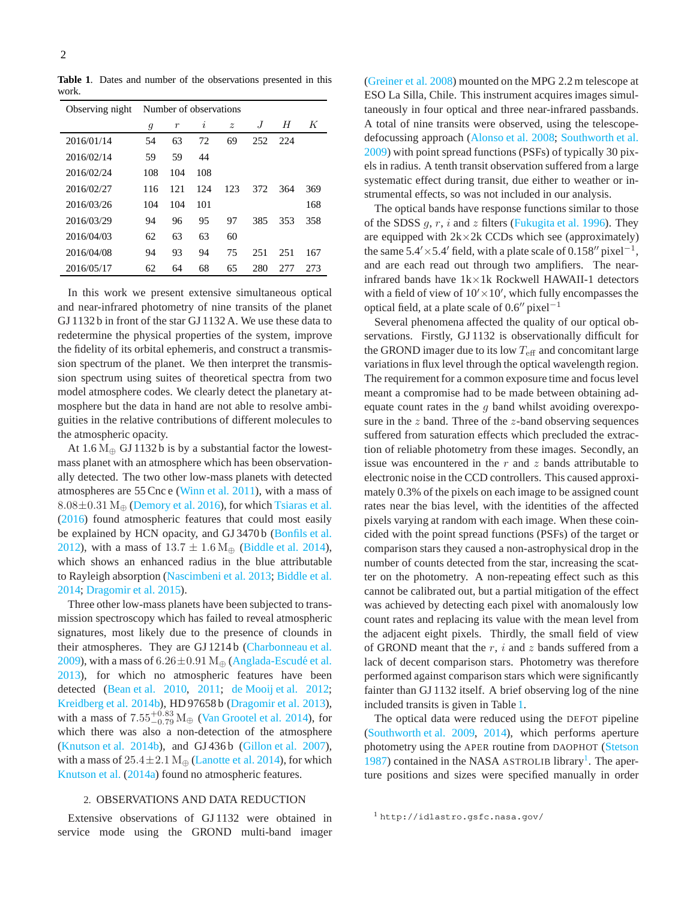**Table 1.** Dates and number of the observations presented in this work.

| Observing night | Number of observations | | | | | | |
|---|---|---|---|---|---|---|---|
| | $g$ | $r$ | $i$ | $z$ | $J$ | $H$ | $K$ |
| 2016/01/14 | 54 | 63 | 72 | 69 | 252 | 224 | |
| 2016/02/14 | 59 | 59 | 44 | | | | |
| 2016/02/24 | 108 | 104 | 108 | | | | |
| 2016/02/27 | 116 | 121 | 124 | 123 | 372 | 364 | 369 |
| 2016/03/26 | 104 | 104 | 101 | | | | 168 |
| 2016/03/29 | 94 | 96 | 95 | 97 | 385 | 353 | 358 |
| 2016/04/03 | 62 | 63 | 63 | 60 | | | |
| 2016/04/08 | 94 | 93 | 94 | 75 | 251 | 251 | 167 |
| 2016/05/17 | 62 | 64 | 68 | 65 | 280 | 277 | 273 |

In this work we present extensive simultaneous optical and near-infrared photometry of nine transits of the planet GJ 1132 b in front of the star GJ 1132 A. We use these data to redetermine the physical properties of the system, improve the fidelity of its orbital ephemeris, and construct a transmission spectrum of the planet. We then interpret the transmission spectrum using suites of theoretical spectra from two model atmosphere codes. We clearly detect the planetary atmosphere but the data in hand are not able to resolve ambiguities in the relative contributions of different molecules to the atmospheric opacity.

At 1.6 $M_\oplus$ GJ 1132 b is by a substantial factor the lowest-mass planet with an atmosphere which has been observationally detected. The two other low-mass planets with detected atmospheres are 55 Cnc e (Winn et al. 2011), with a mass of $8.08 \pm 0.31\,M_\oplus$ (Demory et al. 2016), for which Tsiaras et al. (2016) found atmospheric features that could most easily be explained by HCN opacity, and GJ 3470 b (Bonfils et al. 2012), with a mass of $13.7 \pm 1.6\,M_\oplus$ (Biddle et al. 2014), which shows an enhanced radius in the blue attributable to Rayleigh absorption (Nascimbeni et al. 2013; Biddle et al. 2014; Dragomir et al. 2015).

Three other low-mass planets have been subjected to transmission spectroscopy which has failed to reveal atmospheric signatures, most likely due to the presence of clounds in their atmospheres. They are GJ 1214 b (Charbonneau et al. 2009), with a mass of $6.26 \pm 0.91\,M_\oplus$ (Anglada-Escudé et al. 2013), for which no atmospheric features have been detected (Bean et al. 2010, 2011; de Mooij et al. 2012; Kreidberg et al. 2014b), HD 97658 b (Dragomir et al. 2013), with a mass of $7.55^{+0.83}_{-0.79}\,M_\oplus$ (Van Grootel et al. 2014), for which there was also a non-detection of the atmosphere (Knutson et al. 2014b), and GJ 436 b (Gillon et al. 2007), with a mass of $25.4 \pm 2.1\,M_\oplus$ (Lanotte et al. 2014), for which Knutson et al. (2014a) found no atmospheric features.

## 2. OBSERVATIONS AND DATA REDUCTION

Extensive observations of GJ 1132 were obtained in service mode using the GROND multi-band imager (Greiner et al. 2008) mounted on the MPG 2.2 m telescope at ESO La Silla, Chile. This instrument acquires images simultaneously in four optical and three near-infrared passbands. A total of nine transits were observed, using the telescope-defocussing approach (Alonso et al. 2008; Southworth et al. 2009) with point spread functions (PSFs) of typically 30 pixels in radius. A tenth transit observation suffered from a large systematic effect during transit, due either to weather or instrumental effects, so was not included in our analysis.

The optical bands have response functions similar to those of the SDSS $g$, $r$, $i$ and $z$ filters (Fukugita et al. 1996). They are equipped with 2k×2k CCDs which see (approximately) the same 5.4′×5.4′ field, with a plate scale of 0.158″ pixel$^{-1}$, and are each read out through two amplifiers. The near-infrared bands have 1k×1k Rockwell HAWAII-1 detectors with a field of view of 10′×10′, which fully encompasses the optical field, at a plate scale of 0.6″ pixel$^{-1}$

Several phenomena affected the quality of our optical observations. Firstly, GJ 1132 is observationally difficult for the GROND imager due to its low $T_{\rm eff}$ and concomitant large variations in flux level through the optical wavelength region. The requirement for a common exposure time and focus level meant a compromise had to be made between obtaining adequate count rates in the $g$ band whilst avoiding overexposure in the $z$ band. Three of the $z$-band observing sequences suffered from saturation effects which precluded the extraction of reliable photometry from these images. Secondly, an issue was encountered in the $r$ and $z$ bands attributable to electronic noise in the CCD controllers. This caused approximately 0.3% of the pixels on each image to be assigned count rates near the bias level, with the identities of the affected pixels varying at random with each image. When these coincided with the point spread functions (PSFs) of the target or comparison stars they caused a non-astrophysical drop in the number of counts detected from the star, increasing the scatter on the photometry. A non-repeating effect such as this cannot be calibrated out, but a partial mitigation of the effect was achieved by detecting each pixel with anomalously low count rates and replacing its value with the mean level from the adjacent eight pixels. Thirdly, the small field of view of GROND meant that the $r$, $i$ and $z$ bands suffered from a lack of decent comparison stars. Photometry was therefore performed against comparison stars which were significantly fainter than GJ 1132 itself. A brief observing log of the nine included transits is given in Table 1.

The optical data were reduced using the DEFOT pipeline (Southworth et al. 2009, 2014), which performs aperture photometry using the APER routine from DAOPHOT (Stetson 1987) contained in the NASA ASTROLIB library[1]. The aperture positions and sizes were specified manually in order

[1] http://idlastro.gsfc.nasa.gov/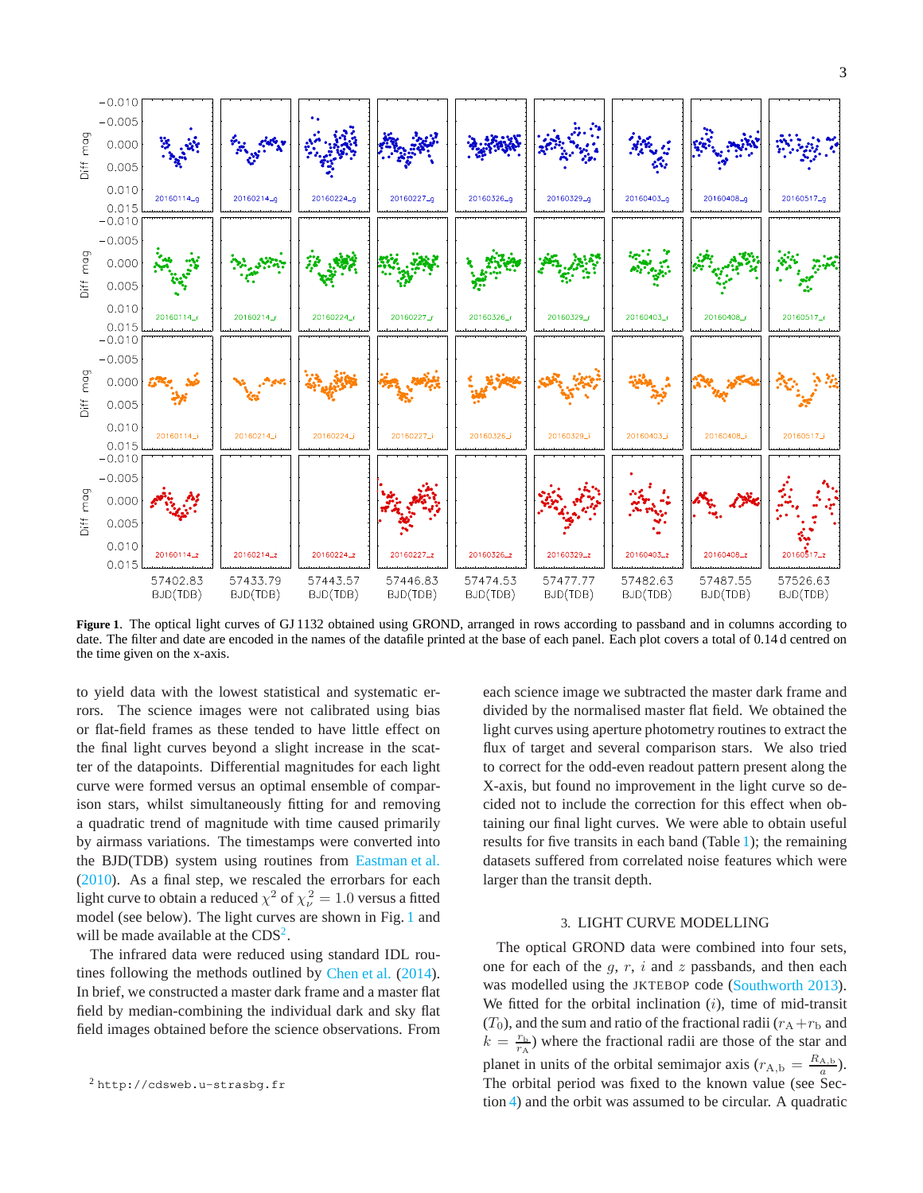**Figure 1.** The optical light curves of GJ 1132 obtained using GROND, arranged in rows according to passband and in columns according to date. The filter and date are encoded in the names of the datafile printed at the base of each panel. Each plot covers a total of 0.14 d centred on the time given on the x-axis.

to yield data with the lowest statistical and systematic errors. The science images were not calibrated using bias or flat-field frames as these tended to have little effect on the final light curves beyond a slight increase in the scatter of the datapoints. Differential magnitudes for each light curve were formed versus an optimal ensemble of comparison stars, whilst simultaneously fitting for and removing a quadratic trend of magnitude with time caused primarily by airmass variations. The timestamps were converted into the BJD(TDB) system using routines from Eastman et al. (2010). As a final step, we rescaled the errorbars for each light curve to obtain a reduced $\chi^2$ of $\chi^2_\nu = 1.0$ versus a fitted model (see below). The light curves are shown in Fig. 1 and will be made available at the CDS[2].

The infrared data were reduced using standard IDL routines following the methods outlined by Chen et al. (2014). In brief, we constructed a master dark frame and a master flat field by median-combining the individual dark and sky flat field images obtained before the science observations. From each science image we subtracted the master dark frame and divided by the normalised master flat field. We obtained the light curves using aperture photometry routines to extract the flux of target and several comparison stars. We also tried to correct for the odd-even readout pattern present along the X-axis, but found no improvement in the light curve so decided not to include the correction for this effect when obtaining our final light curves. We were able to obtain useful results for five transits in each band (Table 1); the remaining datasets suffered from correlated noise features which were larger than the transit depth.

[2] http://cdsweb.u-strasbg.fr

## 3. LIGHT CURVE MODELLING

The optical GROND data were combined into four sets, one for each of the $g$, $r$, $i$ and $z$ passbands, and then each was modelled using the JKTEBOP code (Southworth 2013). We fitted for the orbital inclination ($i$), time of mid-transit ($T_0$), and the sum and ratio of the fractional radii ($r_{\rm A} + r_{\rm b}$ and $k = \frac{r_{\rm b}}{r_{\rm A}}$) where the fractional radii are those of the star and planet in units of the orbital semimajor axis ($r_{\rm A,b} = \frac{R_{\rm A,b}}{a}$). The orbital period was fixed to the known value (see Section 4) and the orbit was assumed to be circular. A quadratic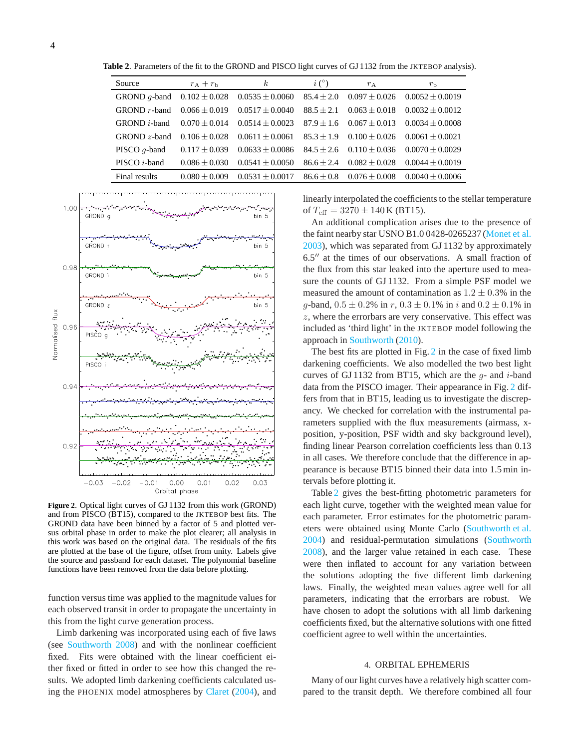**Table 2**. Parameters of the fit to the GROND and PISCO light curves of GJ 1132 from the JKTEBOP analysis).

| Source | $r_A + r_b$ | $k$ | $i$ (°) | $r_A$ | $r_b$ |
|---|---|---|---|---|---|
| GROND $g$-band | $0.102 \pm 0.028$ | $0.0535 \pm 0.0060$ | $85.4 \pm 2.0$ | $0.097 \pm 0.026$ | $0.0052 \pm 0.0019$ |
| GROND $r$-band | $0.066 \pm 0.019$ | $0.0517 \pm 0.0040$ | $88.5 \pm 2.1$ | $0.063 \pm 0.018$ | $0.0032 \pm 0.0012$ |
| GROND $i$-band | $0.070 \pm 0.014$ | $0.0514 \pm 0.0023$ | $87.9 \pm 1.6$ | $0.067 \pm 0.013$ | $0.0034 \pm 0.0008$ |
| GROND $z$-band | $0.106 \pm 0.028$ | $0.0611 \pm 0.0061$ | $85.3 \pm 1.9$ | $0.100 \pm 0.026$ | $0.0061 \pm 0.0021$ |
| PISCO $g$-band | $0.117 \pm 0.039$ | $0.0633 \pm 0.0086$ | $84.5 \pm 2.6$ | $0.110 \pm 0.036$ | $0.0070 \pm 0.0029$ |
| PISCO $i$-band | $0.086 \pm 0.030$ | $0.0541 \pm 0.0050$ | $86.6 \pm 2.4$ | $0.082 \pm 0.028$ | $0.0044 \pm 0.0019$ |
| Final results | $0.080 \pm 0.009$ | $0.0531 \pm 0.0017$ | $86.6 \pm 0.8$ | $0.076 \pm 0.008$ | $0.0040 \pm 0.0006$ |

**Figure 2**. Optical light curves of GJ 1132 from this work (GROND) and from PISCO (BT15), compared to the JKTEBOP best fits. The GROND data have been binned by a factor of 5 and plotted versus orbital phase in order to make the plot clearer; all analysis in this work was based on the original data. The residuals of the fits are plotted at the base of the figure, offset from unity. Labels give the source and passband for each dataset. The polynomial baseline functions have been removed from the data before plotting.

function versus time was applied to the magnitude values for each observed transit in order to propagate the uncertainty in this from the light curve generation process.

Limb darkening was incorporated using each of five laws (see Southworth 2008) and with the nonlinear coefficient fixed. Fits were obtained with the linear coefficient either fixed or fitted in order to see how this changed the results. We adopted limb darkening coefficients calculated using the PHOENIX model atmospheres by Claret (2004), and linearly interpolated the coefficients to the stellar temperature of $T_{\rm eff} = 3270 \pm 140$ K (BT15).

An additional complication arises due to the presence of the faint nearby star USNO B1.0 0428-0265237 (Monet et al. 2003), which was separated from GJ 1132 by approximately 6.5″ at the times of our observations. A small fraction of the flux from this star leaked into the aperture used to measure the counts of GJ 1132. From a simple PSF model we measured the amount of contamination as $1.2 \pm 0.3$% in the $g$-band, $0.5 \pm 0.2$% in $r$, $0.3 \pm 0.1$% in $i$ and $0.2 \pm 0.1$% in $z$, where the errorbars are very conservative. This effect was included as 'third light' in the JKTEBOP model following the approach in Southworth (2010).

The best fits are plotted in Fig. 2 in the case of fixed limb darkening coefficients. We also modelled the two best light curves of GJ 1132 from BT15, which are the $g$- and $i$-band data from the PISCO imager. Their appearance in Fig. 2 differs from that in BT15, leading us to investigate the discrepancy. We checked for correlation with the instrumental parameters supplied with the flux measurements (airmass, x-position, y-position, PSF width and sky background level), finding linear Pearson correlation coefficients less than 0.13 in all cases. We therefore conclude that the difference in appearance is because BT15 binned their data into 1.5 min intervals before plotting it.

Table 2 gives the best-fitting photometric parameters for each light curve, together with the weighted mean value for each parameter. Error estimates for the photometric parameters were obtained using Monte Carlo (Southworth et al. 2004) and residual-permutation simulations (Southworth 2008), and the larger value retained in each case. These were then inflated to account for any variation between the solutions adopting the five different limb darkening laws. Finally, the weighted mean values agree well for all parameters, indicating that the errorbars are robust. We have chosen to adopt the solutions with all limb darkening coefficients fixed, but the alternative solutions with one fitted coefficient agree to well within the uncertainties.

## 4. ORBITAL EPHEMERIS

Many of our light curves have a relatively high scatter compared to the transit depth. We therefore combined all four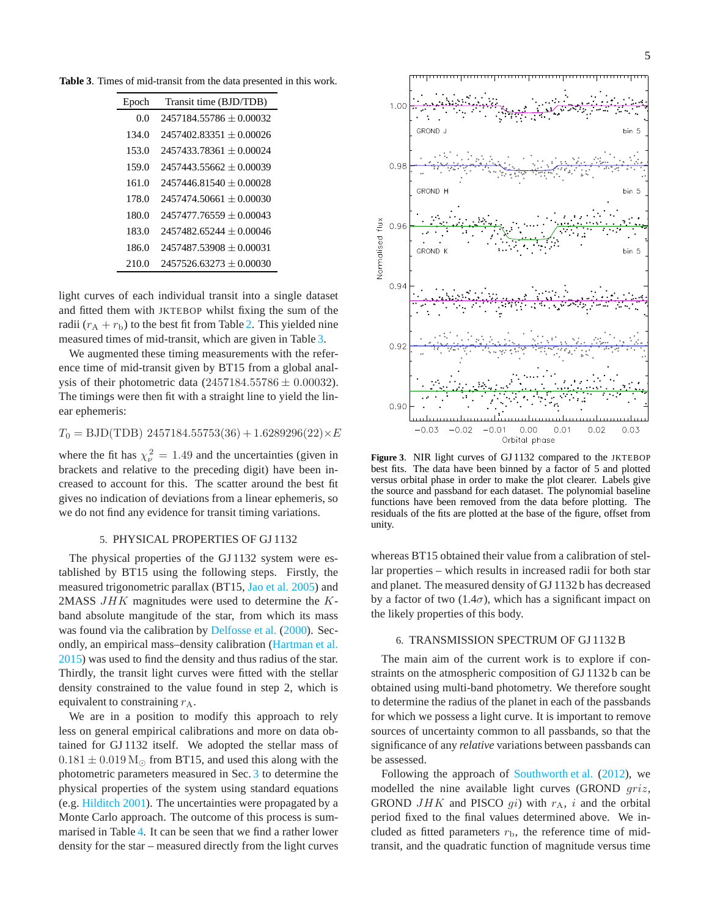**Table 3.** Times of mid-transit from the data presented in this work.

| Epoch | Transit time (BJD/TDB) |
|---|---|
| 0.0 | 2457184.55786 ± 0.00032 |
| 134.0 | 2457402.83351 ± 0.00026 |
| 153.0 | 2457433.78361 ± 0.00024 |
| 159.0 | 2457443.55662 ± 0.00039 |
| 161.0 | 2457446.81540 ± 0.00028 |
| 178.0 | 2457474.50661 ± 0.00030 |
| 180.0 | 2457477.76559 ± 0.00043 |
| 183.0 | 2457482.65244 ± 0.00046 |
| 186.0 | 2457487.53908 ± 0.00031 |
| 210.0 | 2457526.63273 ± 0.00030 |

light curves of each individual transit into a single dataset and fitted them with JKTEBOP whilst fixing the sum of the radii ($r_A + r_b$) to the best fit from Table 2. This yielded nine measured times of mid-transit, which are given in Table 3.

We augmented these timing measurements with the reference time of mid-transit given by BT15 from a global analysis of their photometric data ($2457184.55786 \pm 0.00032$). The timings were then fit with a straight line to yield the linear ephemeris:

$$T_0 = \text{BJD(TDB)}\ 2457184.55753(36) + 1.6289296(22) \times E$$

where the fit has $\chi^2_\nu = 1.49$ and the uncertainties (given in brackets and relative to the preceding digit) have been increased to account for this. The scatter around the best fit gives no indication of deviations from a linear ephemeris, so we do not find any evidence for transit timing variations.

## 5. PHYSICAL PROPERTIES OF GJ 1132

The physical properties of the GJ 1132 system were established by BT15 using the following steps. Firstly, the measured trigonometric parallax (BT15, Jao et al. 2005) and 2MASS $JHK$ magnitudes were used to determine the $K$-band absolute magnitude of the star, from which its mass was found via the calibration by Delfosse et al. (2000). Secondly, an empirical mass–density calibration (Hartman et al. 2015) was used to find the density and thus radius of the star. Thirdly, the transit light curves were fitted with the stellar density constrained to the value found in step 2, which is equivalent to constraining $r_A$.

We are in a position to modify this approach to rely less on general empirical calibrations and more on data obtained for GJ 1132 itself. We adopted the stellar mass of $0.181 \pm 0.019\,M_\odot$ from BT15, and used this along with the photometric parameters measured in Sec. 3 to determine the physical properties of the system using standard equations (e.g. Hilditch 2001). The uncertainties were propagated by a Monte Carlo approach. The outcome of this process is summarised in Table 4. It can be seen that we find a rather lower density for the star – measured directly from the light curves whereas BT15 obtained their value from a calibration of stellar properties – which results in increased radii for both star and planet. The measured density of GJ 1132 b has decreased by a factor of two ($1.4\sigma$), which has a significant impact on the likely properties of this body.

**Figure 3.** NIR light curves of GJ 1132 compared to the JKTEBOP best fits. The data have been binned by a factor of 5 and plotted versus orbital phase in order to make the plot clearer. Labels give the source and passband for each dataset. The polynomial baseline functions have been removed from the data before plotting. The residuals of the fits are plotted at the base of the figure, offset from unity.

## 6. TRANSMISSION SPECTRUM OF GJ 1132 B

The main aim of the current work is to explore if constraints on the atmospheric composition of GJ 1132 b can be obtained using multi-band photometry. We therefore sought to determine the radius of the planet in each of the passbands for which we possess a light curve. It is important to remove sources of uncertainty common to all passbands, so that the significance of any *relative* variations between passbands can be assessed.

Following the approach of Southworth et al. (2012), we modelled the nine available light curves (GROND $griz$, GROND $JHK$ and PISCO $gi$) with $r_A$, $i$ and the orbital period fixed to the final values determined above. We included as fitted parameters $r_b$, the reference time of mid-transit, and the quadratic function of magnitude versus time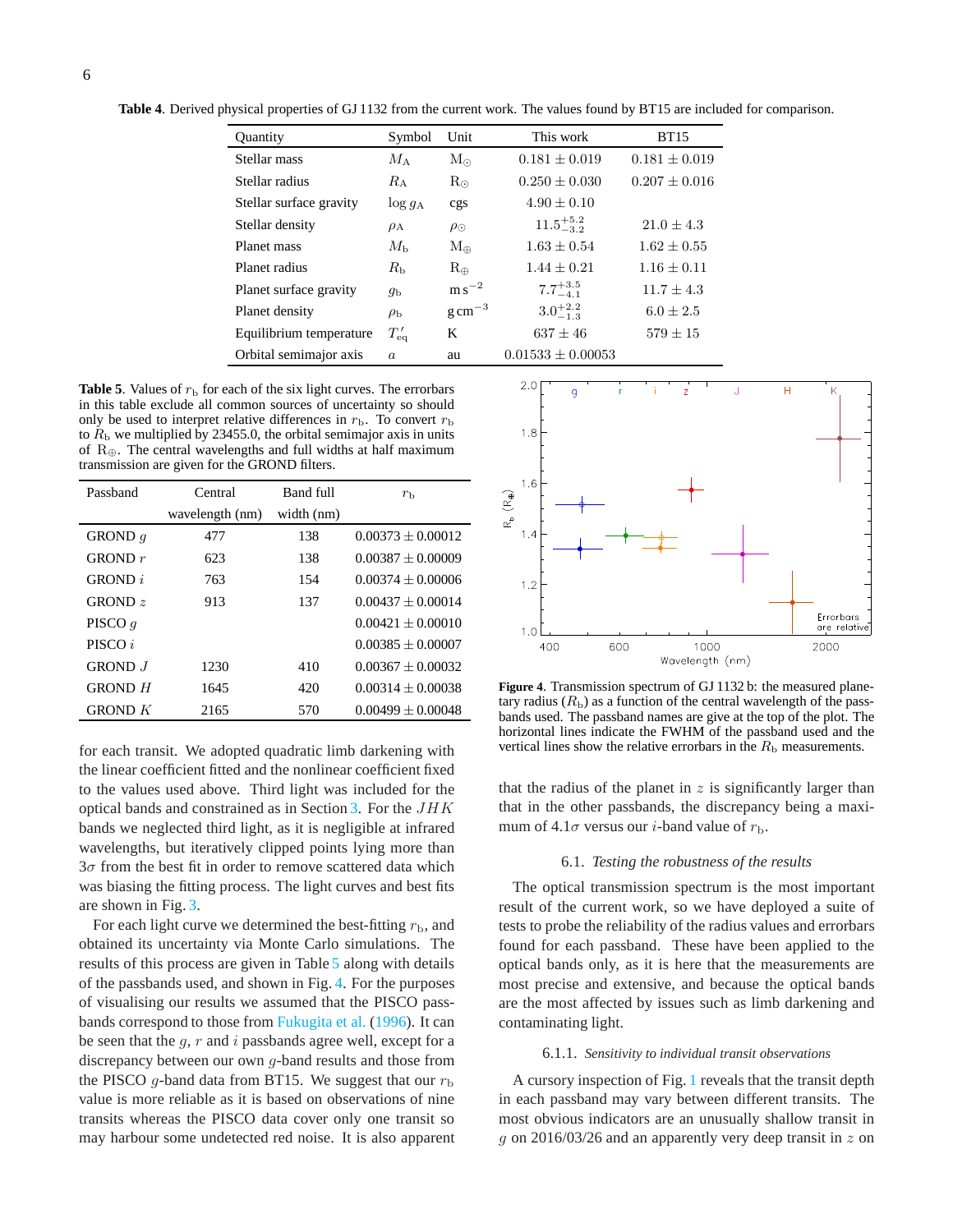**Table 4**. Derived physical properties of GJ 1132 from the current work. The values found by BT15 are included for comparison.

| Quantity | Symbol | Unit | This work | BT15 |
|---|---|---|---|---|
| Stellar mass | $M_{\rm A}$ | $M_\odot$ | $0.181 \pm 0.019$ | $0.181 \pm 0.019$ |
| Stellar radius | $R_{\rm A}$ | $R_\odot$ | $0.250 \pm 0.030$ | $0.207 \pm 0.016$ |
| Stellar surface gravity | $\log g_{\rm A}$ | cgs | $4.90 \pm 0.10$ | |
| Stellar density | $\rho_{\rm A}$ | $\rho_\odot$ | $11.5^{+5.2}_{-3.2}$ | $21.0 \pm 4.3$ |
| Planet mass | $M_{\rm b}$ | $M_\oplus$ | $1.63 \pm 0.54$ | $1.62 \pm 0.55$ |
| Planet radius | $R_{\rm b}$ | $R_\oplus$ | $1.44 \pm 0.21$ | $1.16 \pm 0.11$ |
| Planet surface gravity | $g_{\rm b}$ | m s$^{-2}$ | $7.7^{+3.5}_{-4.1}$ | $11.7 \pm 4.3$ |
| Planet density | $\rho_{\rm b}$ | g cm$^{-3}$ | $3.0^{+2.2}_{-1.3}$ | $6.0 \pm 2.5$ |
| Equilibrium temperature | $T'_{\rm eq}$ | K | $637 \pm 46$ | $579 \pm 15$ |
| Orbital semimajor axis | $a$ | au | $0.01533 \pm 0.00053$ | |

**Table 5**. Values of $r_{\rm b}$ for each of the six light curves. The errorbars in this table exclude all common sources of uncertainty so should only be used to interpret relative differences in $r_{\rm b}$. To convert $r_{\rm b}$ to $R_{\rm b}$ we multiplied by 23455.0, the orbital semimajor axis in units of $R_\oplus$. The central wavelengths and full widths at half maximum transmission are given for the GROND filters.

| Passband | Central wavelength (nm) | Band full width (nm) | $r_{\rm b}$ |
|---|---|---|---|
| GROND $g$ | 477 | 138 | $0.00373 \pm 0.00012$ |
| GROND $r$ | 623 | 138 | $0.00387 \pm 0.00009$ |
| GROND $i$ | 763 | 154 | $0.00374 \pm 0.00006$ |
| GROND $z$ | 913 | 137 | $0.00437 \pm 0.00014$ |
| PISCO $g$ | | | $0.00421 \pm 0.00010$ |
| PISCO $i$ | | | $0.00385 \pm 0.00007$ |
| GROND $J$ | 1230 | 410 | $0.00367 \pm 0.00032$ |
| GROND $H$ | 1645 | 420 | $0.00314 \pm 0.00038$ |
| GROND $K$ | 2165 | 570 | $0.00499 \pm 0.00048$ |

for each transit. We adopted quadratic limb darkening with the linear coefficient fitted and the nonlinear coefficient fixed to the values used above. Third light was included for the optical bands and constrained as in Section 3. For the $JHK$ bands we neglected third light, as it is negligible at infrared wavelengths, but iteratively clipped points lying more than $3\sigma$ from the best fit in order to remove scattered data which was biasing the fitting process. The light curves and best fits are shown in Fig. 3.

For each light curve we determined the best-fitting $r_{\rm b}$, and obtained its uncertainty via Monte Carlo simulations. The results of this process are given in Table 5 along with details of the passbands used, and shown in Fig. 4. For the purposes of visualising our results we assumed that the PISCO passbands correspond to those from Fukugita et al. (1996). It can be seen that the $g$, $r$ and $i$ passbands agree well, except for a discrepancy between our own $g$-band results and those from the PISCO $g$-band data from BT15. We suggest that our $r_{\rm b}$ value is more reliable as it is based on observations of nine transits whereas the PISCO data cover only one transit so may harbour some undetected red noise. It is also apparent that the radius of the planet in $z$ is significantly larger than that in the other passbands, the discrepancy being a maximum of $4.1\sigma$ versus our $i$-band value of $r_{\rm b}$.

**Figure 4**. Transmission spectrum of GJ 1132 b: the measured planetary radius ($R_{\rm b}$) as a function of the central wavelength of the passbands used. The passband names are give at the top of the plot. The horizontal lines indicate the FWHM of the passband used and the vertical lines show the relative errorbars in the $R_{\rm b}$ measurements.

### 6.1. *Testing the robustness of the results*

The optical transmission spectrum is the most important result of the current work, so we have deployed a suite of tests to probe the reliability of the radius values and errorbars found for each passband. These have been applied to the optical bands only, as it is here that the measurements are most precise and extensive, and because the optical bands are the most affected by issues such as limb darkening and contaminating light.

#### 6.1.1. *Sensitivity to individual transit observations*

A cursory inspection of Fig. 1 reveals that the transit depth in each passband may vary between different transits. The most obvious indicators are an unusually shallow transit in $g$ on 2016/03/26 and an apparently very deep transit in $z$ on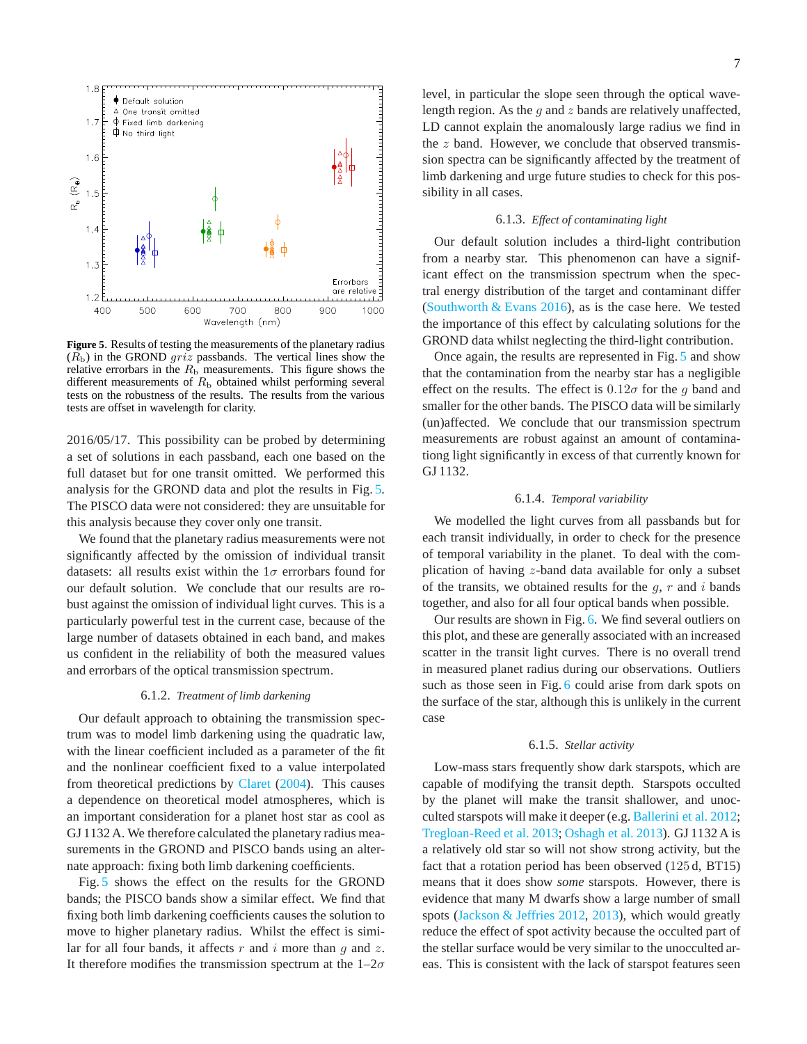**Figure 5**. Results of testing the measurements of the planetary radius ($R_b$) in the GROND $griz$ passbands. The vertical lines show the relative errorbars in the $R_b$ measurements. This figure shows the different measurements of $R_b$ obtained whilst performing several tests on the robustness of the results. The results from the various tests are offset in wavelength for clarity.

2016/05/17. This possibility can be probed by determining a set of solutions in each passband, each one based on the full dataset but for one transit omitted. We performed this analysis for the GROND data and plot the results in Fig. 5. The PISCO data were not considered: they are unsuitable for this analysis because they cover only one transit.

We found that the planetary radius measurements were not significantly affected by the omission of individual transit datasets: all results exist within the $1\sigma$ errorbars found for our default solution. We conclude that our results are robust against the omission of individual light curves. This is a particularly powerful test in the current case, because of the large number of datasets obtained in each band, and makes us confident in the reliability of both the measured values and errorbars of the optical transmission spectrum.

### 6.1.2. *Treatment of limb darkening*

Our default approach to obtaining the transmission spectrum was to model limb darkening using the quadratic law, with the linear coefficient included as a parameter of the fit and the nonlinear coefficient fixed to a value interpolated from theoretical predictions by Claret (2004). This causes a dependence on theoretical model atmospheres, which is an important consideration for a planet host star as cool as GJ 1132 A. We therefore calculated the planetary radius measurements in the GROND and PISCO bands using an alternate approach: fixing both limb darkening coefficients.

Fig. 5 shows the effect on the results for the GROND bands; the PISCO bands show a similar effect. We find that fixing both limb darkening coefficients causes the solution to move to higher planetary radius. Whilst the effect is similar for all four bands, it affects $r$ and $i$ more than $g$ and $z$. It therefore modifies the transmission spectrum at the 1–2$\sigma$ level, in particular the slope seen through the optical wavelength region. As the $g$ and $z$ bands are relatively unaffected, LD cannot explain the anomalously large radius we find in the $z$ band. However, we conclude that observed transmission spectra can be significantly affected by the treatment of limb darkening and urge future studies to check for this possibility in all cases.

### 6.1.3. *Effect of contaminating light*

Our default solution includes a third-light contribution from a nearby star. This phenomenon can have a significant effect on the transmission spectrum when the spectral energy distribution of the target and contaminant differ (Southworth & Evans 2016), as is the case here. We tested the importance of this effect by calculating solutions for the GROND data whilst neglecting the third-light contribution.

Once again, the results are represented in Fig. 5 and show that the contamination from the nearby star has a negligible effect on the results. The effect is $0.12\sigma$ for the $g$ band and smaller for the other bands. The PISCO data will be similarly (un)affected. We conclude that our transmission spectrum measurements are robust against an amount of contaminationg light significantly in excess of that currently known for GJ 1132.

### 6.1.4. *Temporal variability*

We modelled the light curves from all passbands but for each transit individually, in order to check for the presence of temporal variability in the planet. To deal with the complication of having $z$-band data available for only a subset of the transits, we obtained results for the $g$, $r$ and $i$ bands together, and also for all four optical bands when possible.

Our results are shown in Fig. 6. We find several outliers on this plot, and these are generally associated with an increased scatter in the transit light curves. There is no overall trend in measured planet radius during our observations. Outliers such as those seen in Fig. 6 could arise from dark spots on the surface of the star, although this is unlikely in the current case

### 6.1.5. *Stellar activity*

Low-mass stars frequently show dark starspots, which are capable of modifying the transit depth. Starspots occulted by the planet will make the transit shallower, and unocculted starspots will make it deeper (e.g. Ballerini et al. 2012; Tregloan-Reed et al. 2013; Oshagh et al. 2013). GJ 1132 A is a relatively old star so will not show strong activity, but the fact that a rotation period has been observed (125 d, BT15) means that it does show *some* starspots. However, there is evidence that many M dwarfs show a large number of small spots (Jackson & Jeffries 2012, 2013), which would greatly reduce the effect of spot activity because the occulted part of the stellar surface would be very similar to the unocculted areas. This is consistent with the lack of starspot features seen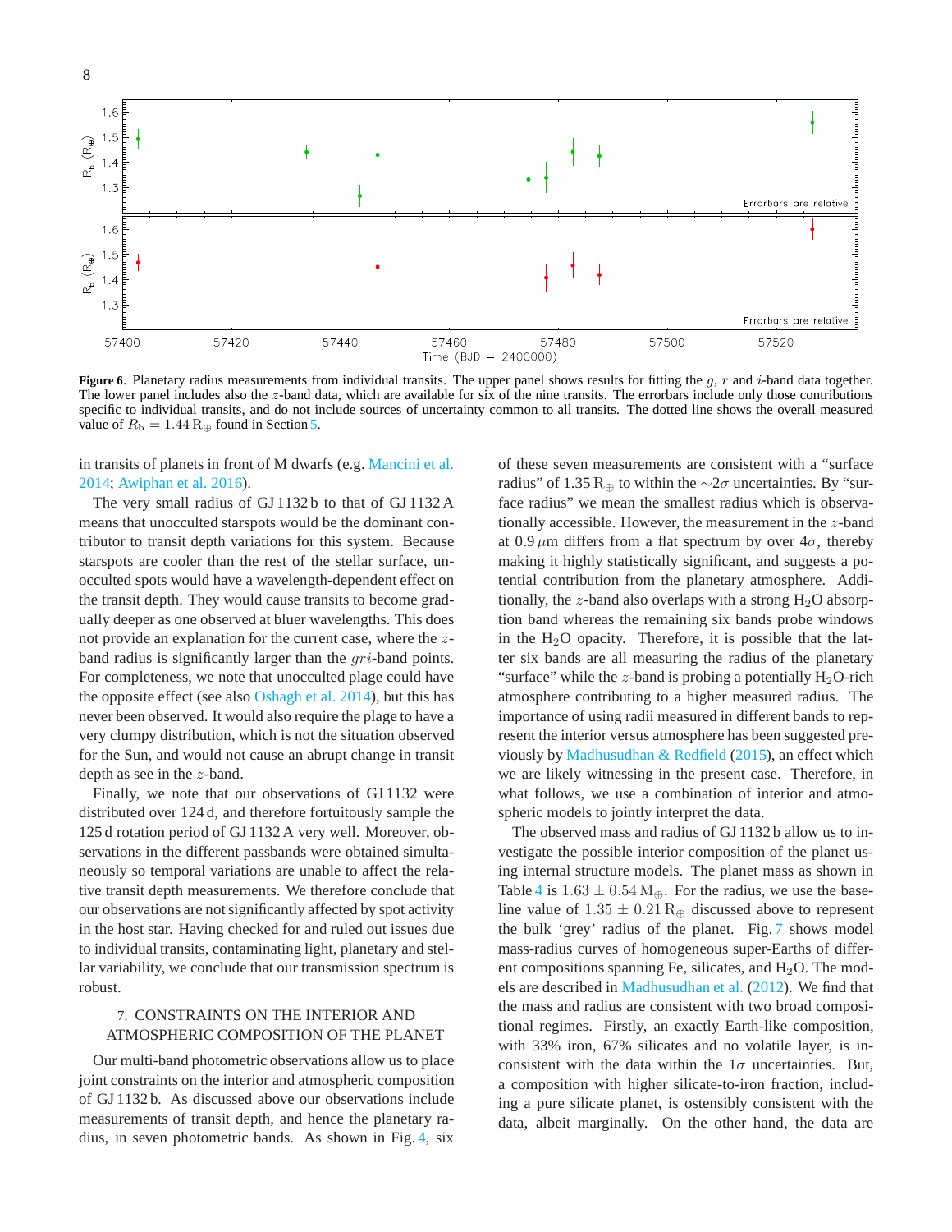**Figure 6**. Planetary radius measurements from individual transits. The upper panel shows results for fitting the $g$, $r$ and $i$-band data together. The lower panel includes also the $z$-band data, which are available for six of the nine transits. The errorbars include only those contributions specific to individual transits, and do not include sources of uncertainty common to all transits. The dotted line shows the overall measured value of $R_{\rm b} = 1.44\,{\rm R}_{\oplus}$ found in Section 5.

in transits of planets in front of M dwarfs (e.g. Mancini et al. 2014; Awiphan et al. 2016).

The very small radius of GJ 1132 b to that of GJ 1132 A means that unocculted starspots would be the dominant contributor to transit depth variations for this system. Because starspots are cooler than the rest of the stellar surface, unocculted spots would have a wavelength-dependent effect on the transit depth. They would cause transits to become gradually deeper as one observed at bluer wavelengths. This does not provide an explanation for the current case, where the $z$-band radius is significantly larger than the $gri$-band points. For completeness, we note that unocculted plage could have the opposite effect (see also Oshagh et al. 2014), but this has never been observed. It would also require the plage to have a very clumpy distribution, which is not the situation observed for the Sun, and would not cause an abrupt change in transit depth as see in the $z$-band.

Finally, we note that our observations of GJ 1132 were distributed over 124 d, and therefore fortuitously sample the 125 d rotation period of GJ 1132 A very well. Moreover, observations in the different passbands were obtained simultaneously so temporal variations are unable to affect the relative transit depth measurements. We therefore conclude that our observations are not significantly affected by spot activity in the host star. Having checked for and ruled out issues due to individual transits, contaminating light, planetary and stellar variability, we conclude that our transmission spectrum is robust.

## 7. CONSTRAINTS ON THE INTERIOR AND ATMOSPHERIC COMPOSITION OF THE PLANET

Our multi-band photometric observations allow us to place joint constraints on the interior and atmospheric composition of GJ 1132 b. As discussed above our observations include measurements of transit depth, and hence the planetary radius, in seven photometric bands. As shown in Fig. 4, six of these seven measurements are consistent with a “surface radius” of 1.35 $\mathrm{R}_{\oplus}$ to within the $\sim 2\sigma$ uncertainties. By “surface radius” we mean the smallest radius which is observationally accessible. However, the measurement in the $z$-band at 0.9 $\mu$m differs from a flat spectrum by over $4\sigma$, thereby making it highly statistically significant, and suggests a potential contribution from the planetary atmosphere. Additionally, the $z$-band also overlaps with a strong $H_2O$ absorption band whereas the remaining six bands probe windows in the $H_2O$ opacity. Therefore, it is possible that the latter six bands are all measuring the radius of the planetary “surface” while the $z$-band is probing a potentially $H_2O$-rich atmosphere contributing to a higher measured radius. The importance of using radii measured in different bands to represent the interior versus atmosphere has been suggested previously by Madhusudhan & Redfield (2015), an effect which we are likely witnessing in the present case. Therefore, in what follows, we use a combination of interior and atmospheric models to jointly interpret the data.

The observed mass and radius of GJ 1132 b allow us to investigate the possible interior composition of the planet using internal structure models. The planet mass as shown in Table 4 is $1.63 \pm 0.54\,\mathrm{M}_{\oplus}$. For the radius, we use the baseline value of $1.35 \pm 0.21\,\mathrm{R}_{\oplus}$ discussed above to represent the bulk ‘grey’ radius of the planet. Fig. 7 shows model mass-radius curves of homogeneous super-Earths of different compositions spanning Fe, silicates, and $H_2O$. The models are described in Madhusudhan et al. (2012). We find that the mass and radius are consistent with two broad compositional regimes. Firstly, an exactly Earth-like composition, with 33% iron, 67% silicates and no volatile layer, is inconsistent with the data within the $1\sigma$ uncertainties. But, a composition with higher silicate-to-iron fraction, including a pure silicate planet, is ostensibly consistent with the data, albeit marginally. On the other hand, the data are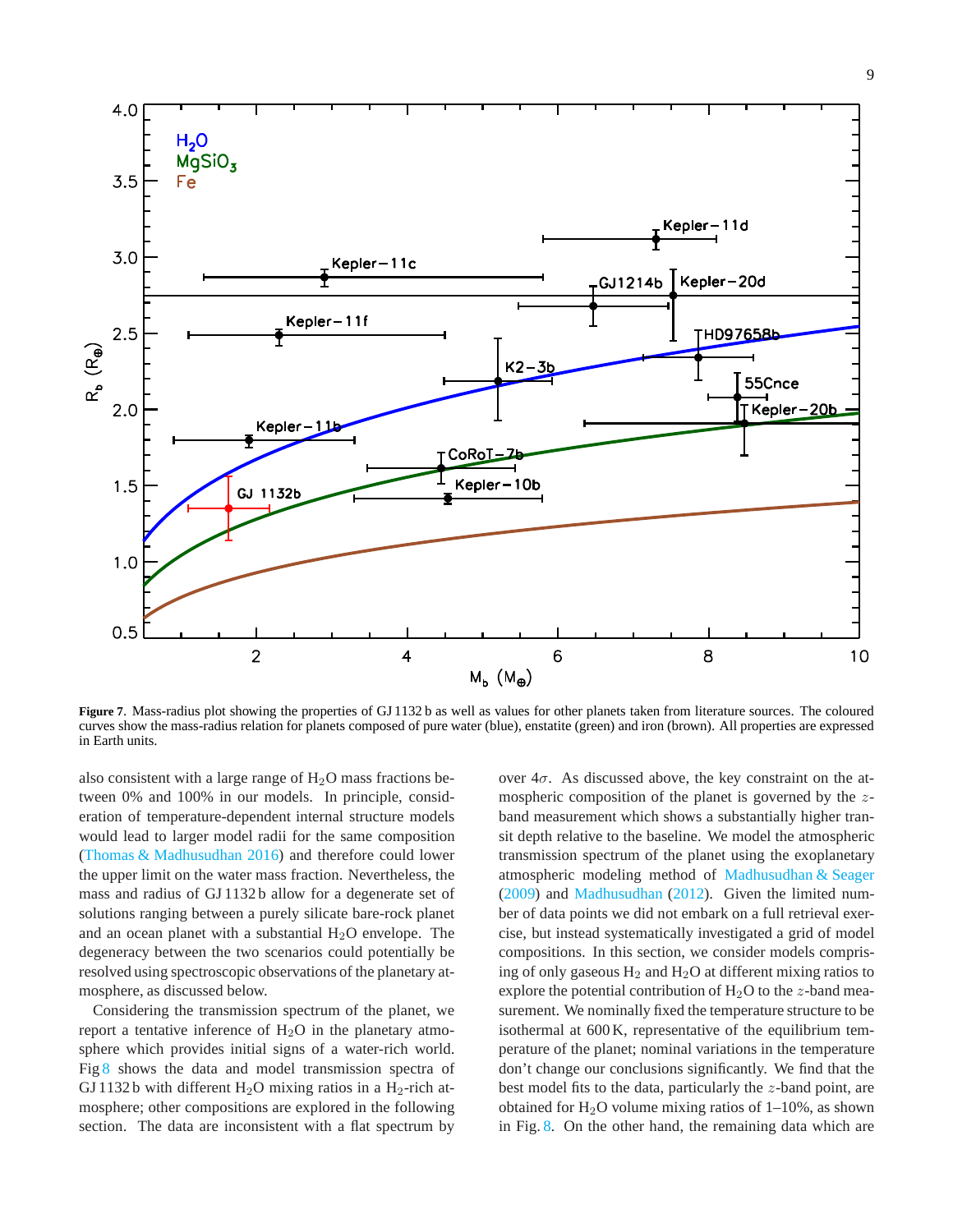**Figure 7**. Mass-radius plot showing the properties of GJ 1132 b as well as values for other planets taken from literature sources. The coloured curves show the mass-radius relation for planets composed of pure water (blue), enstatite (green) and iron (brown). All properties are expressed in Earth units.

also consistent with a large range of $H_2O$ mass fractions between 0% and 100% in our models. In principle, consideration of temperature-dependent internal structure models would lead to larger model radii for the same composition (Thomas & Madhusudhan 2016) and therefore could lower the upper limit on the water mass fraction. Nevertheless, the mass and radius of GJ 1132 b allow for a degenerate set of solutions ranging between a purely silicate bare-rock planet and an ocean planet with a substantial $H_2O$ envelope. The degeneracy between the two scenarios could potentially be resolved using spectroscopic observations of the planetary atmosphere, as discussed below.

Considering the transmission spectrum of the planet, we report a tentative inference of $H_2O$ in the planetary atmosphere which provides initial signs of a water-rich world. Fig 8 shows the data and model transmission spectra of GJ 1132 b with different $H_2O$ mixing ratios in a $H_2$-rich atmosphere; other compositions are explored in the following section. The data are inconsistent with a flat spectrum by over $4\sigma$. As discussed above, the key constraint on the atmospheric composition of the planet is governed by the $z$-band measurement which shows a substantially higher transit depth relative to the baseline. We model the atmospheric transmission spectrum of the planet using the exoplanetary atmospheric modeling method of Madhusudhan & Seager (2009) and Madhusudhan (2012). Given the limited number of data points we did not embark on a full retrieval exercise, but instead systematically investigated a grid of model compositions. In this section, we consider models comprising of only gaseous $H_2$ and $H_2O$ at different mixing ratios to explore the potential contribution of $H_2O$ to the $z$-band measurement. We nominally fixed the temperature structure to be isothermal at 600 K, representative of the equilibrium temperature of the planet; nominal variations in the temperature don't change our conclusions significantly. We find that the best model fits to the data, particularly the $z$-band point, are obtained for $H_2O$ volume mixing ratios of 1–10%, as shown in Fig. 8. On the other hand, the remaining data which are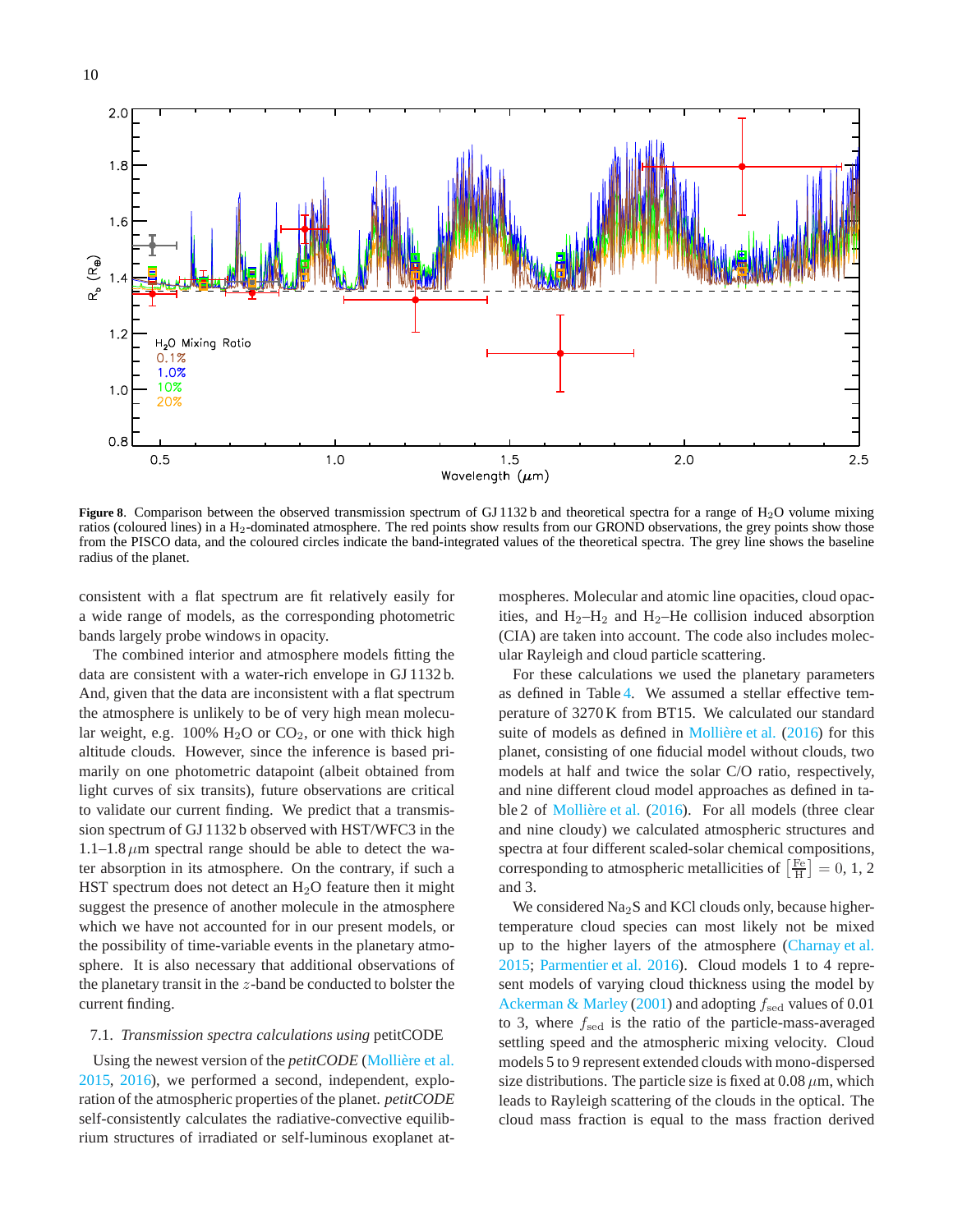**Figure 8.** Comparison between the observed transmission spectrum of GJ 1132 b and theoretical spectra for a range of $H_2O$ volume mixing ratios (coloured lines) in a $H_2$-dominated atmosphere. The red points show results from our GROND observations, the grey points show those from the PISCO data, and the coloured circles indicate the band-integrated values of the theoretical spectra. The grey line shows the baseline radius of the planet.

consistent with a flat spectrum are fit relatively easily for a wide range of models, as the corresponding photometric bands largely probe windows in opacity.

The combined interior and atmosphere models fitting the data are consistent with a water-rich envelope in GJ 1132 b. And, given that the data are inconsistent with a flat spectrum the atmosphere is unlikely to be of very high mean molecular weight, e.g. 100% $H_2O$ or $CO_2$, or one with thick high altitude clouds. However, since the inference is based primarily on one photometric datapoint (albeit obtained from light curves of six transits), future observations are critical to validate our current finding. We predict that a transmission spectrum of GJ 1132 b observed with HST/WFC3 in the 1.1–1.8 $\mu$m spectral range should be able to detect the water absorption in its atmosphere. On the contrary, if such a HST spectrum does not detect an $H_2O$ feature then it might suggest the presence of another molecule in the atmosphere which we have not accounted for in our present models, or the possibility of time-variable events in the planetary atmosphere. It is also necessary that additional observations of the planetary transit in the $z$-band be conducted to bolster the current finding.

### 7.1. *Transmission spectra calculations using* petitCODE

Using the newest version of the *petitCODE* (Mollière et al. 2015, 2016), we performed a second, independent, exploration of the atmospheric properties of the planet. *petitCODE* self-consistently calculates the radiative-convective equilibrium structures of irradiated or self-luminous exoplanet atmospheres. Molecular and atomic line opacities, cloud opacities, and $H_2$–$H_2$ and $H_2$–He collision induced absorption (CIA) are taken into account. The code also includes molecular Rayleigh and cloud particle scattering.

For these calculations we used the planetary parameters as defined in Table 4. We assumed a stellar effective temperature of 3270 K from BT15. We calculated our standard suite of models as defined in Mollière et al. (2016) for this planet, consisting of one fiducial model without clouds, two models at half and twice the solar C/O ratio, respectively, and nine different cloud model approaches as defined in table 2 of Mollière et al. (2016). For all models (three clear and nine cloudy) we calculated atmospheric structures and spectra at four different scaled-solar chemical compositions, corresponding to atmospheric metallicities of $\left[\frac{\mathrm{Fe}}{\mathrm{H}}\right] = 0, 1, 2$ and 3.

We considered $Na_2S$ and KCl clouds only, because higher-temperature cloud species can most likely not be mixed up to the higher layers of the atmosphere (Charnay et al. 2015; Parmentier et al. 2016). Cloud models 1 to 4 represent models of varying cloud thickness using the model by Ackerman & Marley (2001) and adopting $f_{\mathrm{sed}}$ values of 0.01 to 3, where $f_{\mathrm{sed}}$ is the ratio of the particle-mass-averaged settling speed and the atmospheric mixing velocity. Cloud models 5 to 9 represent extended clouds with mono-dispersed size distributions. The particle size is fixed at 0.08 $\mu$m, which leads to Rayleigh scattering of the clouds in the optical. The cloud mass fraction is equal to the mass fraction derived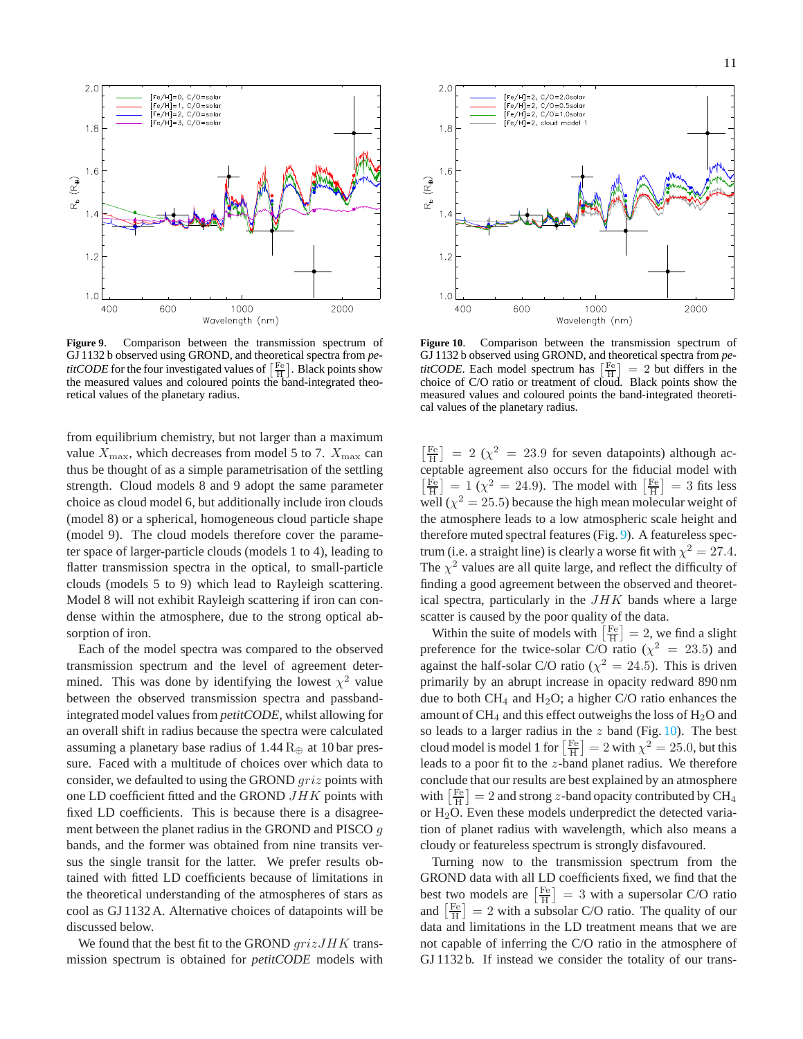**Figure 9.** Comparison between the transmission spectrum of GJ 1132 b observed using GROND, and theoretical spectra from *petitCODE* for the four investigated values of $\left[\frac{\mathrm{Fe}}{\mathrm{H}}\right]$. Black points show the measured values and coloured points the band-integrated theoretical values of the planetary radius.

**Figure 10.** Comparison between the transmission spectrum of GJ 1132 b observed using GROND, and theoretical spectra from *petitCODE*. Each model spectrum has $\left[\frac{\mathrm{Fe}}{\mathrm{H}}\right] = 2$ but differs in the choice of C/O ratio or treatment of cloud. Black points show the measured values and coloured points the band-integrated theoretical values of the planetary radius.

from equilibrium chemistry, but not larger than a maximum value $X_{\max}$, which decreases from model 5 to 7. $X_{\max}$ can thus be thought of as a simple parametrisation of the settling strength. Cloud models 8 and 9 adopt the same parameter choice as cloud model 6, but additionally include iron clouds (model 8) or a spherical, homogeneous cloud particle shape (model 9). The cloud models therefore cover the parameter space of larger-particle clouds (models 1 to 4), leading to flatter transmission spectra in the optical, to small-particle clouds (models 5 to 9) which lead to Rayleigh scattering. Model 8 will not exhibit Rayleigh scattering if iron can condense within the atmosphere, due to the strong optical absorption of iron.

Each of the model spectra was compared to the observed transmission spectrum and the level of agreement determined. This was done by identifying the lowest $\chi^2$ value between the observed transmission spectra and passband-integrated model values from *petitCODE*, whilst allowing for an overall shift in radius because the spectra were calculated assuming a planetary base radius of $1.44\,\mathrm{R}_\oplus$ at 10 bar pressure. Faced with a multitude of choices over which data to consider, we defaulted to using the GROND $griz$ points with one LD coefficient fitted and the GROND $JHK$ points with fixed LD coefficients. This is because there is a disagreement between the planet radius in the GROND and PISCO $g$ bands, and the former was obtained from nine transits versus the single transit for the latter. We prefer results obtained with fitted LD coefficients because of limitations in the theoretical understanding of the atmospheres of stars as cool as GJ 1132 A. Alternative choices of datapoints will be discussed below.

We found that the best fit to the GROND $grizJHK$ transmission spectrum is obtained for *petitCODE* models with $\left[\frac{\mathrm{Fe}}{\mathrm{H}}\right] = 2$ ($\chi^2 = 23.9$ for seven datapoints) although acceptable agreement also occurs for the fiducial model with $\left[\frac{\mathrm{Fe}}{\mathrm{H}}\right] = 1$ ($\chi^2 = 24.9$). The model with $\left[\frac{\mathrm{Fe}}{\mathrm{H}}\right] = 3$ fits less well ($\chi^2 = 25.5$) because the high mean molecular weight of the atmosphere leads to a low atmospheric scale height and therefore muted spectral features (Fig. 9). A featureless spectrum (i.e. a straight line) is clearly a worse fit with $\chi^2 = 27.4$. The $\chi^2$ values are all quite large, and reflect the difficulty of finding a good agreement between the observed and theoretical spectra, particularly in the $JHK$ bands where a large scatter is caused by the poor quality of the data.

Within the suite of models with $\left[\frac{\mathrm{Fe}}{\mathrm{H}}\right] = 2$, we find a slight preference for the twice-solar C/O ratio ($\chi^2 = 23.5$) and against the half-solar C/O ratio ($\chi^2 = 24.5$). This is driven primarily by an abrupt increase in opacity redward 890 nm due to both $CH_4$ and $H_2O$; a higher C/O ratio enhances the amount of $CH_4$ and this effect outweighs the loss of $H_2O$ and so leads to a larger radius in the $z$ band (Fig. 10). The best cloud model is model 1 for $\left[\frac{\mathrm{Fe}}{\mathrm{H}}\right] = 2$ with $\chi^2 = 25.0$, but this leads to a poor fit to the $z$-band planet radius. We therefore conclude that our results are best explained by an atmosphere with $\left[\frac{\mathrm{Fe}}{\mathrm{H}}\right] = 2$ and strong $z$-band opacity contributed by $CH_4$ or $H_2O$. Even these models underpredict the detected variation of planet radius with wavelength, which also means a cloudy or featureless spectrum is strongly disfavoured.

Turning now to the transmission spectrum from the GROND data with all LD coefficients fixed, we find that the best two models are $\left[\frac{\mathrm{Fe}}{\mathrm{H}}\right] = 3$ with a supersolar C/O ratio and $\left[\frac{\mathrm{Fe}}{\mathrm{H}}\right] = 2$ with a subsolar C/O ratio. The quality of our data and limitations in the LD treatment means that we are not capable of inferring the C/O ratio in the atmosphere of GJ 1132 b. If instead we consider the totality of our trans-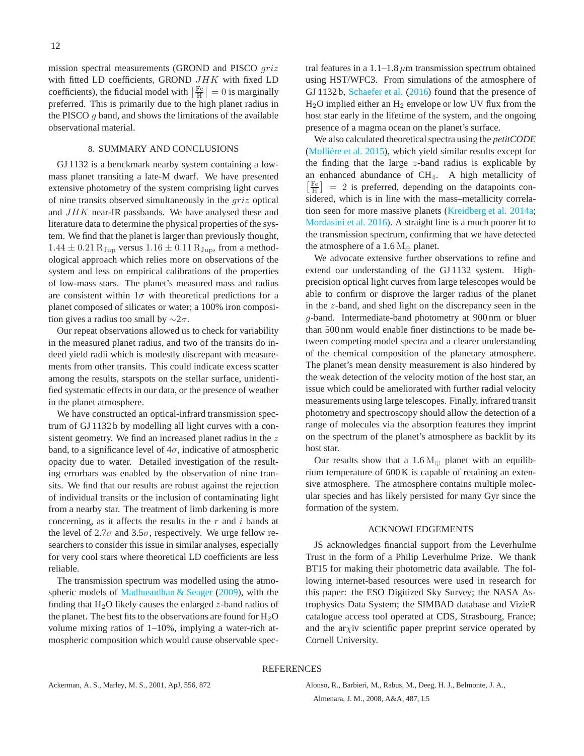mission spectral measurements (GROND and PISCO $griz$ with fitted LD coefficients, GROND $JHK$ with fixed LD coefficients), the fiducial model with $\left[\frac{\rm Fe}{\rm H}\right] = 0$ is marginally preferred. This is primarily due to the high planet radius in the PISCO $g$ band, and shows the limitations of the available observational material.

## 8. SUMMARY AND CONCLUSIONS

GJ 1132 is a benckmark nearby system containing a low-mass planet transiting a late-M dwarf. We have presented extensive photometry of the system comprising light curves of nine transits observed simultaneously in the $griz$ optical and $JHK$ near-IR passbands. We have analysed these and literature data to determine the physical properties of the system. We find that the planet is larger than previously thought, $1.44 \pm 0.21\,{\rm R_{Jup}}$ versus $1.16 \pm 0.11\,{\rm R_{Jup}}$, from a methodological approach which relies more on observations of the system and less on empirical calibrations of the properties of low-mass stars. The planet's measured mass and radius are consistent within $1\sigma$ with theoretical predictions for a planet composed of silicates or water; a 100% iron composition gives a radius too small by $\sim 2\sigma$.

Our repeat observations allowed us to check for variability in the measured planet radius, and two of the transits do indeed yield radii which is modestly discrepant with measurements from other transits. This could indicate excess scatter among the results, starspots on the stellar surface, unidentified systematic effects in our data, or the presence of weather in the planet atmosphere.

We have constructed an optical-infrared transmission spectrum of GJ 1132 b by modelling all light curves with a consistent geometry. We find an increased planet radius in the $z$ band, to a significance level of $4\sigma$, indicative of atmospheric opacity due to water. Detailed investigation of the resulting errorbars was enabled by the observation of nine transits. We find that our results are robust against the rejection of individual transits or the inclusion of contaminating light from a nearby star. The treatment of limb darkening is more concerning, as it affects the results in the $r$ and $i$ bands at the level of $2.7\sigma$ and $3.5\sigma$, respectively. We urge fellow researchers to consider this issue in similar analyses, especially for very cool stars where theoretical LD coefficients are less reliable.

The transmission spectrum was modelled using the atmospheric models of Madhusudhan & Seager (2009), with the finding that $H_2O$ likely causes the enlarged $z$-band radius of the planet. The best fits to the observations are found for $H_2O$ volume mixing ratios of 1–10%, implying a water-rich atmospheric composition which would cause observable spectral features in a 1.1–1.8 $\mu$m transmission spectrum obtained using HST/WFC3. From simulations of the atmosphere of GJ 1132 b, Schaefer et al. (2016) found that the presence of $H_2O$ implied either an $H_2$ envelope or low UV flux from the host star early in the lifetime of the system, and the ongoing presence of a magma ocean on the planet's surface.

We also calculated theoretical spectra using the *petitCODE* (Mollière et al. 2015), which yield similar results except for the finding that the large $z$-band radius is explicable by an enhanced abundance of $CH_4$. A high metallicity of $\left[\frac{\rm Fe}{\rm H}\right] = 2$ is preferred, depending on the datapoints considered, which is in line with the mass–metallicity correlation seen for more massive planets (Kreidberg et al. 2014a; Mordasini et al. 2016). A straight line is a much poorer fit to the transmission spectrum, confirming that we have detected the atmosphere of a $1.6\,{\rm M_{\oplus}}$ planet.

We advocate extensive further observations to refine and extend our understanding of the GJ 1132 system. High-precision optical light curves from large telescopes would be able to confirm or disprove the larger radius of the planet in the $z$-band, and shed light on the discrepancy seen in the $g$-band. Intermediate-band photometry at 900 nm or bluer than 500 nm would enable finer distinctions to be made between competing model spectra and a clearer understanding of the chemical composition of the planetary atmosphere. The planet's mean density measurement is also hindered by the weak detection of the velocity motion of the host star, an issue which could be ameliorated with further radial velocity measurements using large telescopes. Finally, infrared transit photometry and spectroscopy should allow the detection of a range of molecules via the absorption features they imprint on the spectrum of the planet's atmosphere as backlit by its host star.

Our results show that a $1.6\,{\rm M_{\oplus}}$ planet with an equilibrium temperature of 600 K is capable of retaining an extensive atmosphere. The atmosphere contains multiple molecular species and has likely persisted for many Gyr since the formation of the system.

## ACKNOWLEDGEMENTS

JS acknowledges financial support from the Leverhulme Trust in the form of a Philip Leverhulme Prize. We thank BT15 for making their photometric data available. The following internet-based resources were used in research for this paper: the ESO Digitized Sky Survey; the NASA Astrophysics Data System; the SIMBAD database and VizieR catalogue access tool operated at CDS, Strasbourg, France; and the ar$\chi$iv scientific paper preprint service operated by Cornell University.

## REFERENCES

Ackerman, A. S., Marley, M. S., 2001, ApJ, 556, 872

Alonso, R., Barbieri, M., Rabus, M., Deeg, H. J., Belmonte, J. A., Almenara, J. M., 2008, A&A, 487, L5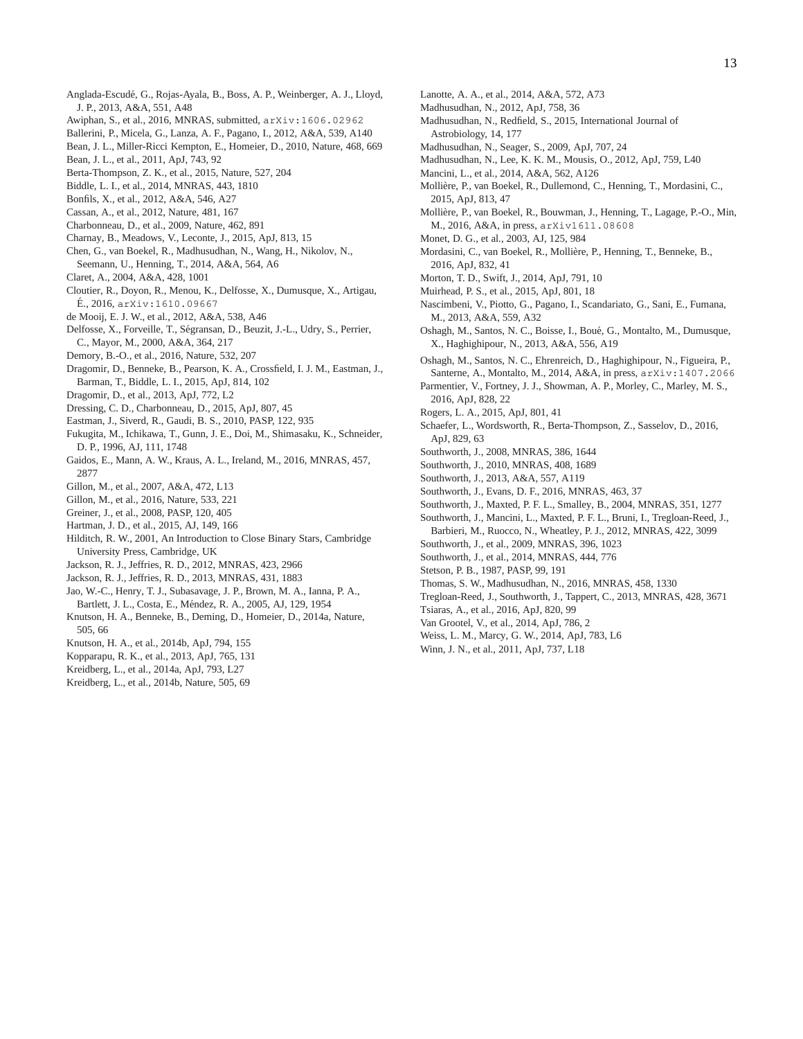Anglada-Escudé, G., Rojas-Ayala, B., Boss, A. P., Weinberger, A. J., Lloyd, J. P., 2013, A&A, 551, A48

Awiphan, S., et al., 2016, MNRAS, submitted, arXiv:1606.02962

Ballerini, P., Micela, G., Lanza, A. F., Pagano, I., 2012, A&A, 539, A140

Bean, J. L., Miller-Ricci Kempton, E., Homeier, D., 2010, Nature, 468, 669

Bean, J. L., et al., 2011, ApJ, 743, 92

Berta-Thompson, Z. K., et al., 2015, Nature, 527, 204

Biddle, L. I., et al., 2014, MNRAS, 443, 1810

Bonfils, X., et al., 2012, A&A, 546, A27

Cassan, A., et al., 2012, Nature, 481, 167

Charbonneau, D., et al., 2009, Nature, 462, 891

Charnay, B., Meadows, V., Leconte, J., 2015, ApJ, 813, 15

Chen, G., van Boekel, R., Madhusudhan, N., Wang, H., Nikolov, N., Seemann, U., Henning, T., 2014, A&A, 564, A6

Claret, A., 2004, A&A, 428, 1001

Cloutier, R., Doyon, R., Menou, K., Delfosse, X., Dumusque, X., Artigau, É., 2016, arXiv:1610.09667

de Mooij, E. J. W., et al., 2012, A&A, 538, A46

Delfosse, X., Forveille, T., Ségransan, D., Beuzit, J.-L., Udry, S., Perrier, C., Mayor, M., 2000, A&A, 364, 217

Demory, B.-O., et al., 2016, Nature, 532, 207

Dragomir, D., Benneke, B., Pearson, K. A., Crossfield, I. J. M., Eastman, J., Barman, T., Biddle, L. I., 2015, ApJ, 814, 102

Dragomir, D., et al., 2013, ApJ, 772, L2

Dressing, C. D., Charbonneau, D., 2015, ApJ, 807, 45

Eastman, J., Siverd, R., Gaudi, B. S., 2010, PASP, 122, 935

Fukugita, M., Ichikawa, T., Gunn, J. E., Doi, M., Shimasaku, K., Schneider, D. P., 1996, AJ, 111, 1748

Gaidos, E., Mann, A. W., Kraus, A. L., Ireland, M., 2016, MNRAS, 457, 2877

Gillon, M., et al., 2007, A&A, 472, L13

Gillon, M., et al., 2016, Nature, 533, 221

Greiner, J., et al., 2008, PASP, 120, 405

Hartman, J. D., et al., 2015, AJ, 149, 166

Hilditch, R. W., 2001, An Introduction to Close Binary Stars, Cambridge University Press, Cambridge, UK

Jackson, R. J., Jeffries, R. D., 2012, MNRAS, 423, 2966

Jackson, R. J., Jeffries, R. D., 2013, MNRAS, 431, 1883

Jao, W.-C., Henry, T. J., Subasavage, J. P., Brown, M. A., Ianna, P. A., Bartlett, J. L., Costa, E., Méndez, R. A., 2005, AJ, 129, 1954

Knutson, H. A., Benneke, B., Deming, D., Homeier, D., 2014a, Nature, 505, 66

Knutson, H. A., et al., 2014b, ApJ, 794, 155

Kopparapu, R. K., et al., 2013, ApJ, 765, 131

Kreidberg, L., et al., 2014a, ApJ, 793, L27

Kreidberg, L., et al., 2014b, Nature, 505, 69

Lanotte, A. A., et al., 2014, A&A, 572, A73

Madhusudhan, N., 2012, ApJ, 758, 36

Madhusudhan, N., Redfield, S., 2015, International Journal of Astrobiology, 14, 177

Madhusudhan, N., Seager, S., 2009, ApJ, 707, 24

Madhusudhan, N., Lee, K. K. M., Mousis, O., 2012, ApJ, 759, L40

Mancini, L., et al., 2014, A&A, 562, A126

Mollière, P., van Boekel, R., Dullemond, C., Henning, T., Mordasini, C., 2015, ApJ, 813, 47

Mollière, P., van Boekel, R., Bouwman, J., Henning, T., Lagage, P.-O., Min, M., 2016, A&A, in press, arXiv1611.08608

Monet, D. G., et al., 2003, AJ, 125, 984

Mordasini, C., van Boekel, R., Mollière, P., Henning, T., Benneke, B., 2016, ApJ, 832, 41

Morton, T. D., Swift, J., 2014, ApJ, 791, 10

Muirhead, P. S., et al., 2015, ApJ, 801, 18

Nascimbeni, V., Piotto, G., Pagano, I., Scandariato, G., Sani, E., Fumana, M., 2013, A&A, 559, A32

Oshagh, M., Santos, N. C., Boisse, I., Boué, G., Montalto, M., Dumusque, X., Haghighipour, N., 2013, A&A, 556, A19

Oshagh, M., Santos, N. C., Ehrenreich, D., Haghighipour, N., Figueira, P., Santerne, A., Montalto, M., 2014, A&A, in press, arXiv:1407.2066

Parmentier, V., Fortney, J. J., Showman, A. P., Morley, C., Marley, M. S., 2016, ApJ, 828, 22

Rogers, L. A., 2015, ApJ, 801, 41

Schaefer, L., Wordsworth, R., Berta-Thompson, Z., Sasselov, D., 2016, ApJ, 829, 63

Southworth, J., 2008, MNRAS, 386, 1644

Southworth, J., 2010, MNRAS, 408, 1689

Southworth, J., 2013, A&A, 557, A119

Southworth, J., Evans, D. F., 2016, MNRAS, 463, 37

Southworth, J., Maxted, P. F. L., Smalley, B., 2004, MNRAS, 351, 1277

Southworth, J., Mancini, L., Maxted, P. F. L., Bruni, I., Tregloan-Reed, J., Barbieri, M., Ruocco, N., Wheatley, P. J., 2012, MNRAS, 422, 3099

Southworth, J., et al., 2009, MNRAS, 396, 1023

Southworth, J., et al., 2014, MNRAS, 444, 776

Stetson, P. B., 1987, PASP, 99, 191

Thomas, S. W., Madhusudhan, N., 2016, MNRAS, 458, 1330

Tregloan-Reed, J., Southworth, J., Tappert, C., 2013, MNRAS, 428, 3671

Tsiaras, A., et al., 2016, ApJ, 820, 99

Van Grootel, V., et al., 2014, ApJ, 786, 2

Weiss, L. M., Marcy, G. W., 2014, ApJ, 783, L6

Winn, J. N., et al., 2011, ApJ, 737, L18